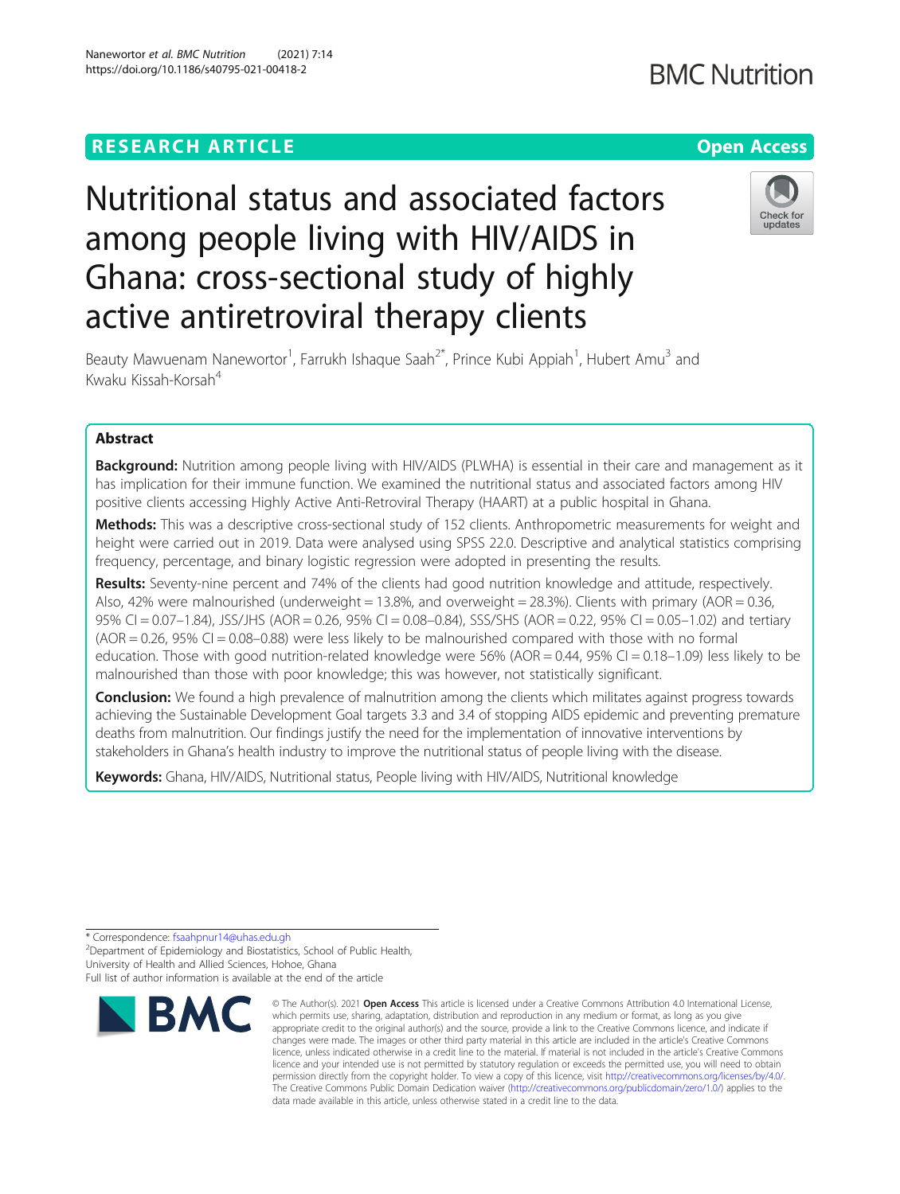RESEARCH ARTICLE

Open Access

# Nutritional status and associated factors among people living with HIV/AIDS in Ghana: cross-sectional study of highly active antiretroviral therapy clients

Beauty Mawuenam Nanewortor[1], Farrukh Ishaque Saah[2*], Prince Kubi Appiah[1], Hubert Amu[3] and Kwaku Kissah-Korsah[4]

## Abstract

**Background:** Nutrition among people living with HIV/AIDS (PLWHA) is essential in their care and management as it has implication for their immune function. We examined the nutritional status and associated factors among HIV positive clients accessing Highly Active Anti-Retroviral Therapy (HAART) at a public hospital in Ghana.

**Methods:** This was a descriptive cross-sectional study of 152 clients. Anthropometric measurements for weight and height were carried out in 2019. Data were analysed using SPSS 22.0. Descriptive and analytical statistics comprising frequency, percentage, and binary logistic regression were adopted in presenting the results.

**Results:** Seventy-nine percent and 74% of the clients had good nutrition knowledge and attitude, respectively. Also, 42% were malnourished (underweight = 13.8%, and overweight = 28.3%). Clients with primary (AOR = 0.36, 95% CI = 0.07–1.84), JSS/JHS (AOR = 0.26, 95% CI = 0.08–0.84), SSS/SHS (AOR = 0.22, 95% CI = 0.05–1.02) and tertiary (AOR = 0.26, 95% CI = 0.08–0.88) were less likely to be malnourished compared with those with no formal education. Those with good nutrition-related knowledge were 56% (AOR = 0.44, 95% CI = 0.18–1.09) less likely to be malnourished than those with poor knowledge; this was however, not statistically significant.

**Conclusion:** We found a high prevalence of malnutrition among the clients which militates against progress towards achieving the Sustainable Development Goal targets 3.3 and 3.4 of stopping AIDS epidemic and preventing premature deaths from malnutrition. Our findings justify the need for the implementation of innovative interventions by stakeholders in Ghana's health industry to improve the nutritional status of people living with the disease.

**Keywords:** Ghana, HIV/AIDS, Nutritional status, People living with HIV/AIDS, Nutritional knowledge

\* Correspondence: fsaahpnur14@uhas.edu.gh
[2]Department of Epidemiology and Biostatistics, School of Public Health, University of Health and Allied Sciences, Hohoe, Ghana
Full list of author information is available at the end of the article

© The Author(s). 2021 **Open Access** This article is licensed under a Creative Commons Attribution 4.0 International License, which permits use, sharing, adaptation, distribution and reproduction in any medium or format, as long as you give appropriate credit to the original author(s) and the source, provide a link to the Creative Commons licence, and indicate if changes were made. The images or other third party material in this article are included in the article's Creative Commons licence, unless indicated otherwise in a credit line to the material. If material is not included in the article's Creative Commons licence and your intended use is not permitted by statutory regulation or exceeds the permitted use, you will need to obtain permission directly from the copyright holder. To view a copy of this licence, visit http://creativecommons.org/licenses/by/4.0/. The Creative Commons Public Domain Dedication waiver (http://creativecommons.org/publicdomain/zero/1.0/) applies to the data made available in this article, unless otherwise stated in a credit line to the data.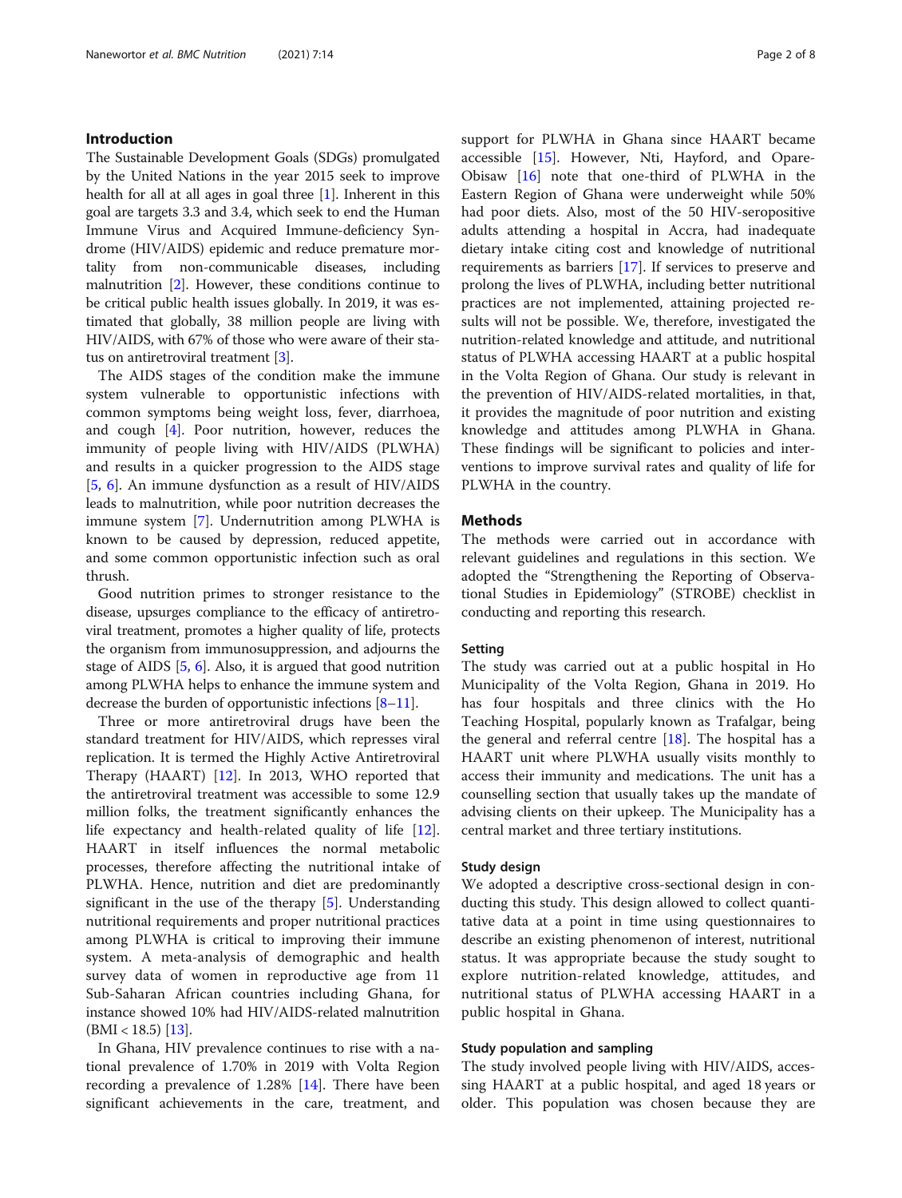## Introduction

The Sustainable Development Goals (SDGs) promulgated by the United Nations in the year 2015 seek to improve health for all at all ages in goal three [1]. Inherent in this goal are targets 3.3 and 3.4, which seek to end the Human Immune Virus and Acquired Immune-deficiency Syndrome (HIV/AIDS) epidemic and reduce premature mortality from non-communicable diseases, including malnutrition [2]. However, these conditions continue to be critical public health issues globally. In 2019, it was estimated that globally, 38 million people are living with HIV/AIDS, with 67% of those who were aware of their status on antiretroviral treatment [3].

The AIDS stages of the condition make the immune system vulnerable to opportunistic infections with common symptoms being weight loss, fever, diarrhoea, and cough [4]. Poor nutrition, however, reduces the immunity of people living with HIV/AIDS (PLWHA) and results in a quicker progression to the AIDS stage [5, 6]. An immune dysfunction as a result of HIV/AIDS leads to malnutrition, while poor nutrition decreases the immune system [7]. Undernutrition among PLWHA is known to be caused by depression, reduced appetite, and some common opportunistic infection such as oral thrush.

Good nutrition primes to stronger resistance to the disease, upsurges compliance to the efficacy of antiretroviral treatment, promotes a higher quality of life, protects the organism from immunosuppression, and adjourns the stage of AIDS [5, 6]. Also, it is argued that good nutrition among PLWHA helps to enhance the immune system and decrease the burden of opportunistic infections [8–11].

Three or more antiretroviral drugs have been the standard treatment for HIV/AIDS, which represses viral replication. It is termed the Highly Active Antiretroviral Therapy (HAART) [12]. In 2013, WHO reported that the antiretroviral treatment was accessible to some 12.9 million folks, the treatment significantly enhances the life expectancy and health-related quality of life [12]. HAART in itself influences the normal metabolic processes, therefore affecting the nutritional intake of PLWHA. Hence, nutrition and diet are predominantly significant in the use of the therapy [5]. Understanding nutritional requirements and proper nutritional practices among PLWHA is critical to improving their immune system. A meta-analysis of demographic and health survey data of women in reproductive age from 11 Sub-Saharan African countries including Ghana, for instance showed 10% had HIV/AIDS-related malnutrition (BMI < 18.5) [13].

In Ghana, HIV prevalence continues to rise with a national prevalence of 1.70% in 2019 with Volta Region recording a prevalence of 1.28% [14]. There have been significant achievements in the care, treatment, and support for PLWHA in Ghana since HAART became accessible [15]. However, Nti, Hayford, and Opare-Obisaw [16] note that one-third of PLWHA in the Eastern Region of Ghana were underweight while 50% had poor diets. Also, most of the 50 HIV-seropositive adults attending a hospital in Accra, had inadequate dietary intake citing cost and knowledge of nutritional requirements as barriers [17]. If services to preserve and prolong the lives of PLWHA, including better nutritional practices are not implemented, attaining projected results will not be possible. We, therefore, investigated the nutrition-related knowledge and attitude, and nutritional status of PLWHA accessing HAART at a public hospital in the Volta Region of Ghana. Our study is relevant in the prevention of HIV/AIDS-related mortalities, in that, it provides the magnitude of poor nutrition and existing knowledge and attitudes among PLWHA in Ghana. These findings will be significant to policies and interventions to improve survival rates and quality of life for PLWHA in the country.

## Methods

The methods were carried out in accordance with relevant guidelines and regulations in this section. We adopted the "Strengthening the Reporting of Observational Studies in Epidemiology" (STROBE) checklist in conducting and reporting this research.

### Setting

The study was carried out at a public hospital in Ho Municipality of the Volta Region, Ghana in 2019. Ho has four hospitals and three clinics with the Ho Teaching Hospital, popularly known as Trafalgar, being the general and referral centre [18]. The hospital has a HAART unit where PLWHA usually visits monthly to access their immunity and medications. The unit has a counselling section that usually takes up the mandate of advising clients on their upkeep. The Municipality has a central market and three tertiary institutions.

### Study design

We adopted a descriptive cross-sectional design in conducting this study. This design allowed to collect quantitative data at a point in time using questionnaires to describe an existing phenomenon of interest, nutritional status. It was appropriate because the study sought to explore nutrition-related knowledge, attitudes, and nutritional status of PLWHA accessing HAART in a public hospital in Ghana.

### Study population and sampling

The study involved people living with HIV/AIDS, accessing HAART at a public hospital, and aged 18 years or older. This population was chosen because they are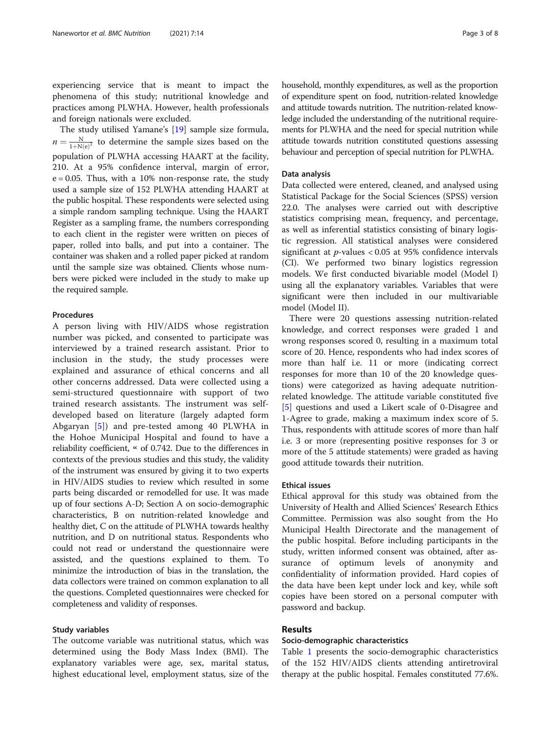experiencing service that is meant to impact the phenomena of this study; nutritional knowledge and practices among PLWHA. However, health professionals and foreign nationals were excluded.

The study utilised Yamane's [19] sample size formula, $n = \frac{N}{1+N(e)^2}$ to determine the sample sizes based on the population of PLWHA accessing HAART at the facility, 210. At a 95% confidence interval, margin of error, e = 0.05. Thus, with a 10% non-response rate, the study used a sample size of 152 PLWHA attending HAART at the public hospital. These respondents were selected using a simple random sampling technique. Using the HAART Register as a sampling frame, the numbers corresponding to each client in the register were written on pieces of paper, rolled into balls, and put into a container. The container was shaken and a rolled paper picked at random until the sample size was obtained. Clients whose numbers were picked were included in the study to make up the required sample.

### Procedures

A person living with HIV/AIDS whose registration number was picked, and consented to participate was interviewed by a trained research assistant. Prior to inclusion in the study, the study processes were explained and assurance of ethical concerns and all other concerns addressed. Data were collected using a semi-structured questionnaire with support of two trained research assistants. The instrument was self-developed based on literature (largely adapted form Abgaryan [5]) and pre-tested among 40 PLWHA in the Hohoe Municipal Hospital and found to have a reliability coefficient, ∝ of 0.742. Due to the differences in contexts of the previous studies and this study, the validity of the instrument was ensured by giving it to two experts in HIV/AIDS studies to review which resulted in some parts being discarded or remodelled for use. It was made up of four sections A-D; Section A on socio-demographic characteristics, B on nutrition-related knowledge and healthy diet, C on the attitude of PLWHA towards healthy nutrition, and D on nutritional status. Respondents who could not read or understand the questionnaire were assisted, and the questions explained to them. To minimize the introduction of bias in the translation, the data collectors were trained on common explanation to all the questions. Completed questionnaires were checked for completeness and validity of responses.

### Study variables

The outcome variable was nutritional status, which was determined using the Body Mass Index (BMI). The explanatory variables were age, sex, marital status, highest educational level, employment status, size of the household, monthly expenditures, as well as the proportion of expenditure spent on food, nutrition-related knowledge and attitude towards nutrition. The nutrition-related knowledge included the understanding of the nutritional requirements for PLWHA and the need for special nutrition while attitude towards nutrition constituted questions assessing behaviour and perception of special nutrition for PLWHA.

### Data analysis

Data collected were entered, cleaned, and analysed using Statistical Package for the Social Sciences (SPSS) version 22.0. The analyses were carried out with descriptive statistics comprising mean, frequency, and percentage, as well as inferential statistics consisting of binary logistic regression. All statistical analyses were considered significant at $p$-values < 0.05 at 95% confidence intervals (CI). We performed two binary logistics regression models. We first conducted bivariable model (Model I) using all the explanatory variables. Variables that were significant were then included in our multivariable model (Model II).

There were 20 questions assessing nutrition-related knowledge, and correct responses were graded 1 and wrong responses scored 0, resulting in a maximum total score of 20. Hence, respondents who had index scores of more than half i.e. 11 or more (indicating correct responses for more than 10 of the 20 knowledge questions) were categorized as having adequate nutrition-related knowledge. The attitude variable constituted five [5] questions and used a Likert scale of 0-Disagree and 1-Agree to grade, making a maximum index score of 5. Thus, respondents with attitude scores of more than half i.e. 3 or more (representing positive responses for 3 or more of the 5 attitude statements) were graded as having good attitude towards their nutrition.

### Ethical issues

Ethical approval for this study was obtained from the University of Health and Allied Sciences' Research Ethics Committee. Permission was also sought from the Ho Municipal Health Directorate and the management of the public hospital. Before including participants in the study, written informed consent was obtained, after assurance of optimum levels of anonymity and confidentiality of information provided. Hard copies of the data have been kept under lock and key, while soft copies have been stored on a personal computer with password and backup.

## Results

### Socio-demographic characteristics

Table 1 presents the socio-demographic characteristics of the 152 HIV/AIDS clients attending antiretroviral therapy at the public hospital. Females constituted 77.6%.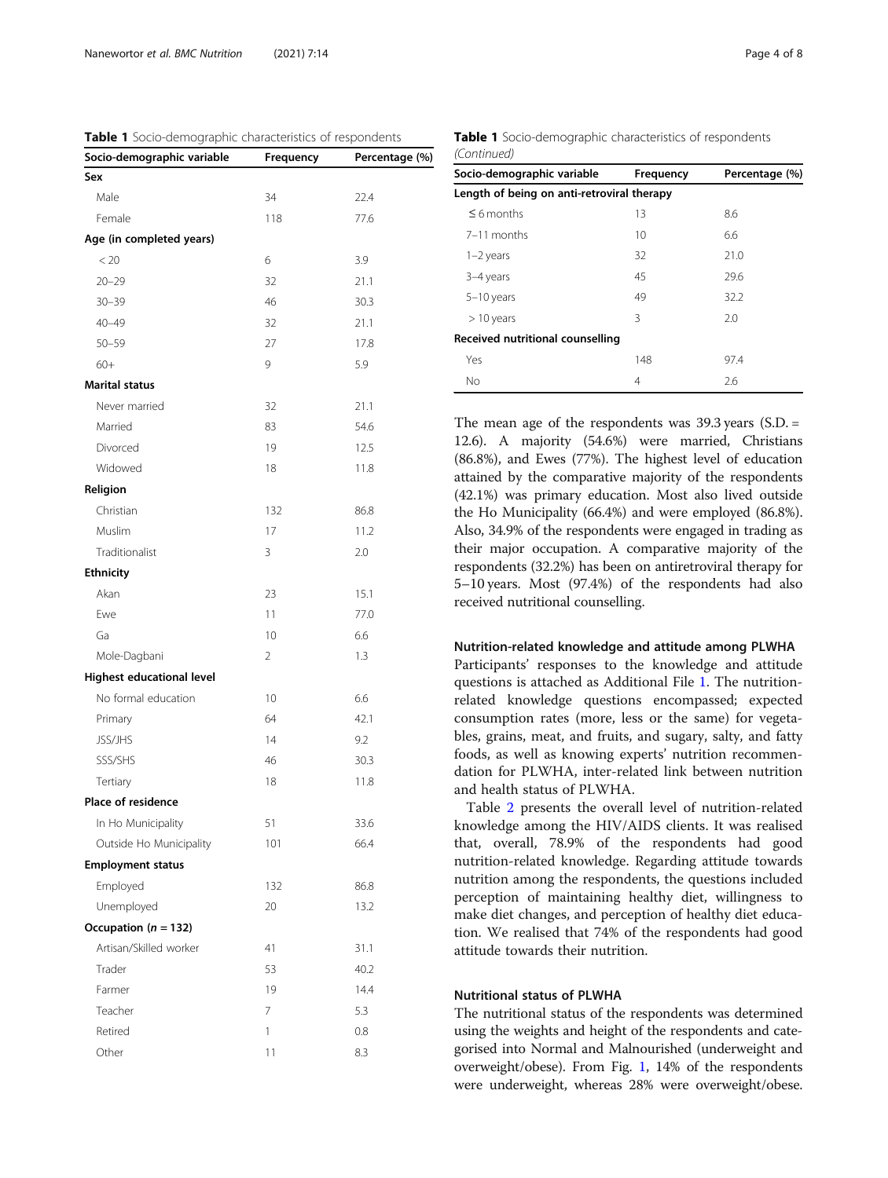**Table 1** Socio-demographic characteristics of respondents

| Socio-demographic variable | Frequency | Percentage (%) |
|---|---|---|
| **Sex** | | |
| Male | 34 | 22.4 |
| Female | 118 | 77.6 |
| **Age (in completed years)** | | |
| < 20 | 6 | 3.9 |
| 20–29 | 32 | 21.1 |
| 30–39 | 46 | 30.3 |
| 40–49 | 32 | 21.1 |
| 50–59 | 27 | 17.8 |
| 60+ | 9 | 5.9 |
| **Marital status** | | |
| Never married | 32 | 21.1 |
| Married | 83 | 54.6 |
| Divorced | 19 | 12.5 |
| Widowed | 18 | 11.8 |
| **Religion** | | |
| Christian | 132 | 86.8 |
| Muslim | 17 | 11.2 |
| Traditionalist | 3 | 2.0 |
| **Ethnicity** | | |
| Akan | 23 | 15.1 |
| Ewe | 11 | 77.0 |
| Ga | 10 | 6.6 |
| Mole-Dagbani | 2 | 1.3 |
| **Highest educational level** | | |
| No formal education | 10 | 6.6 |
| Primary | 64 | 42.1 |
| JSS/JHS | 14 | 9.2 |
| SSS/SHS | 46 | 30.3 |
| Tertiary | 18 | 11.8 |
| **Place of residence** | | |
| In Ho Municipality | 51 | 33.6 |
| Outside Ho Municipality | 101 | 66.4 |
| **Employment status** | | |
| Employed | 132 | 86.8 |
| Unemployed | 20 | 13.2 |
| **Occupation (*n* = 132)** | | |
| Artisan/Skilled worker | 41 | 31.1 |
| Trader | 53 | 40.2 |
| Farmer | 19 | 14.4 |
| Teacher | 7 | 5.3 |
| Retired | 1 | 0.8 |
| Other | 11 | 8.3 |
| **Length of being on anti-retroviral therapy** | | |
| ≤ 6 months | 13 | 8.6 |
| 7–11 months | 10 | 6.6 |
| 1–2 years | 32 | 21.0 |
| 3–4 years | 45 | 29.6 |
| 5–10 years | 49 | 32.2 |
| > 10 years | 3 | 2.0 |
| **Received nutritional counselling** | | |
| Yes | 148 | 97.4 |
| No | 4 | 2.6 |

The mean age of the respondents was 39.3 years (S.D. = 12.6). A majority (54.6%) were married, Christians (86.8%), and Ewes (77%). The highest level of education attained by the comparative majority of the respondents (42.1%) was primary education. Most also lived outside the Ho Municipality (66.4%) and were employed (86.8%). Also, 34.9% of the respondents were engaged in trading as their major occupation. A comparative majority of the respondents (32.2%) has been on antiretroviral therapy for 5–10 years. Most (97.4%) of the respondents had also received nutritional counselling.

### Nutrition-related knowledge and attitude among PLWHA

Participants' responses to the knowledge and attitude questions is attached as Additional File 1. The nutrition-related knowledge questions encompassed; expected consumption rates (more, less or the same) for vegetables, grains, meat, and fruits, and sugary, salty, and fatty foods, as well as knowing experts' nutrition recommendation for PLWHA, inter-related link between nutrition and health status of PLWHA.

Table 2 presents the overall level of nutrition-related knowledge among the HIV/AIDS clients. It was realised that, overall, 78.9% of the respondents had good nutrition-related knowledge. Regarding attitude towards nutrition among the respondents, the questions included perception of maintaining healthy diet, willingness to make diet changes, and perception of healthy diet education. We realised that 74% of the respondents had good attitude towards their nutrition.

### Nutritional status of PLWHA

The nutritional status of the respondents was determined using the weights and height of the respondents and categorised into Normal and Malnourished (underweight and overweight/obese). From Fig. 1, 14% of the respondents were underweight, whereas 28% were overweight/obese.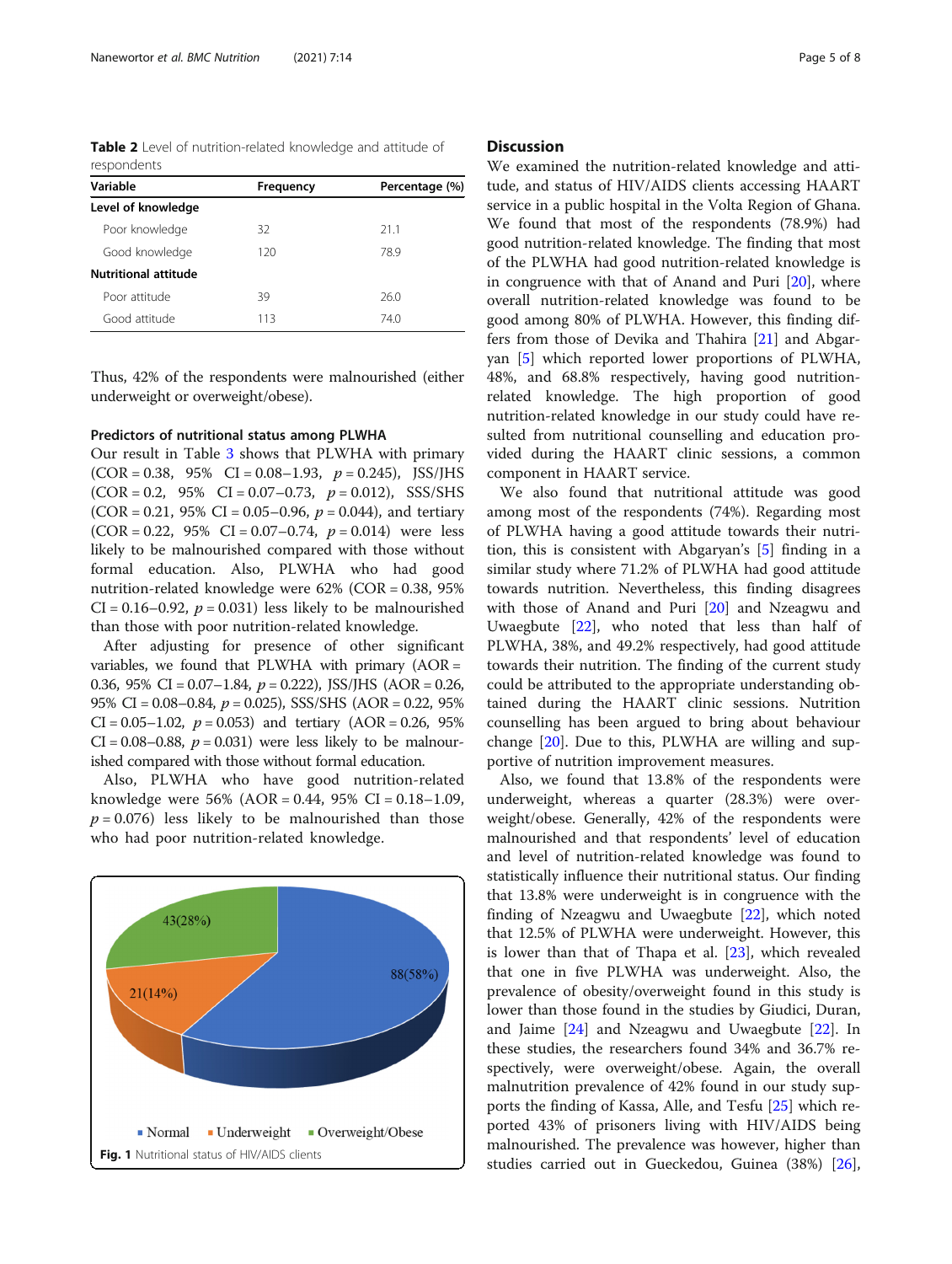**Table 2** Level of nutrition-related knowledge and attitude of respondents

| Variable | Frequency | Percentage (%) |
|---|---|---|
| **Level of knowledge** | | |
| Poor knowledge | 32 | 21.1 |
| Good knowledge | 120 | 78.9 |
| **Nutritional attitude** | | |
| Poor attitude | 39 | 26.0 |
| Good attitude | 113 | 74.0 |

Thus, 42% of the respondents were malnourished (either underweight or overweight/obese).

### Predictors of nutritional status among PLWHA

Our result in Table 3 shows that PLWHA with primary (COR = 0.38, 95% CI = 0.08–1.93, $p = 0.245$), JSS/JHS (COR = 0.2, 95% CI = 0.07–0.73, $p = 0.012$), SSS/SHS (COR = 0.21, 95% CI = 0.05–0.96, $p = 0.044$), and tertiary (COR = 0.22, 95% CI = 0.07–0.74, $p = 0.014$) were less likely to be malnourished compared with those without formal education. Also, PLWHA who had good nutrition-related knowledge were 62% (COR = 0.38, 95% CI = 0.16–0.92, $p = 0.031$) less likely to be malnourished than those with poor nutrition-related knowledge.

After adjusting for presence of other significant variables, we found that PLWHA with primary (AOR = 0.36, 95% CI = 0.07–1.84, $p = 0.222$), JSS/JHS (AOR = 0.26, 95% CI = 0.08–0.84, $p = 0.025$), SSS/SHS (AOR = 0.22, 95% CI = 0.05–1.02, $p = 0.053$) and tertiary (AOR = 0.26, 95% CI = 0.08–0.88, $p = 0.031$) were less likely to be malnourished compared with those without formal education.

Also, PLWHA who have good nutrition-related knowledge were 56% (AOR = 0.44, 95% CI = 0.18–1.09, $p = 0.076$) less likely to be malnourished than those who had poor nutrition-related knowledge.

**Fig. 1** Nutritional status of HIV/AIDS clients (Normal: 88 (58%); Underweight: 21 (14%); Overweight/Obese: 43 (28%))

## Discussion

We examined the nutrition-related knowledge and attitude, and status of HIV/AIDS clients accessing HAART service in a public hospital in the Volta Region of Ghana. We found that most of the respondents (78.9%) had good nutrition-related knowledge. The finding that most of the PLWHA had good nutrition-related knowledge is in congruence with that of Anand and Puri [20], where overall nutrition-related knowledge was found to be good among 80% of PLWHA. However, this finding differs from those of Devika and Thahira [21] and Abgaryan [5] which reported lower proportions of PLWHA, 48%, and 68.8% respectively, having good nutrition-related knowledge. The high proportion of good nutrition-related knowledge in our study could have resulted from nutritional counselling and education provided during the HAART clinic sessions, a common component in HAART service.

We also found that nutritional attitude was good among most of the respondents (74%). Regarding most of PLWHA having a good attitude towards their nutrition, this is consistent with Abgaryan's [5] finding in a similar study where 71.2% of PLWHA had good attitude towards nutrition. Nevertheless, this finding disagrees with those of Anand and Puri [20] and Nzeagwu and Uwaegbute [22], who noted that less than half of PLWHA, 38%, and 49.2% respectively, had good attitude towards their nutrition. The finding of the current study could be attributed to the appropriate understanding obtained during the HAART clinic sessions. Nutrition counselling has been argued to bring about behaviour change [20]. Due to this, PLWHA are willing and supportive of nutrition improvement measures.

Also, we found that 13.8% of the respondents were underweight, whereas a quarter (28.3%) were overweight/obese. Generally, 42% of the respondents were malnourished and that respondents' level of education and level of nutrition-related knowledge was found to statistically influence their nutritional status. Our finding that 13.8% were underweight is in congruence with the finding of Nzeagwu and Uwaegbute [22], which noted that 12.5% of PLWHA were underweight. However, this is lower than that of Thapa et al. [23], which revealed that one in five PLWHA was underweight. Also, the prevalence of obesity/overweight found in this study is lower than those found in the studies by Giudici, Duran, and Jaime [24] and Nzeagwu and Uwaegbute [22]. In these studies, the researchers found 34% and 36.7% respectively, were overweight/obese. Again, the overall malnutrition prevalence of 42% found in our study supports the finding of Kassa, Alle, and Tesfu [25] which reported 43% of prisoners living with HIV/AIDS being malnourished. The prevalence was however, higher than studies carried out in Gueckedou, Guinea (38%) [26],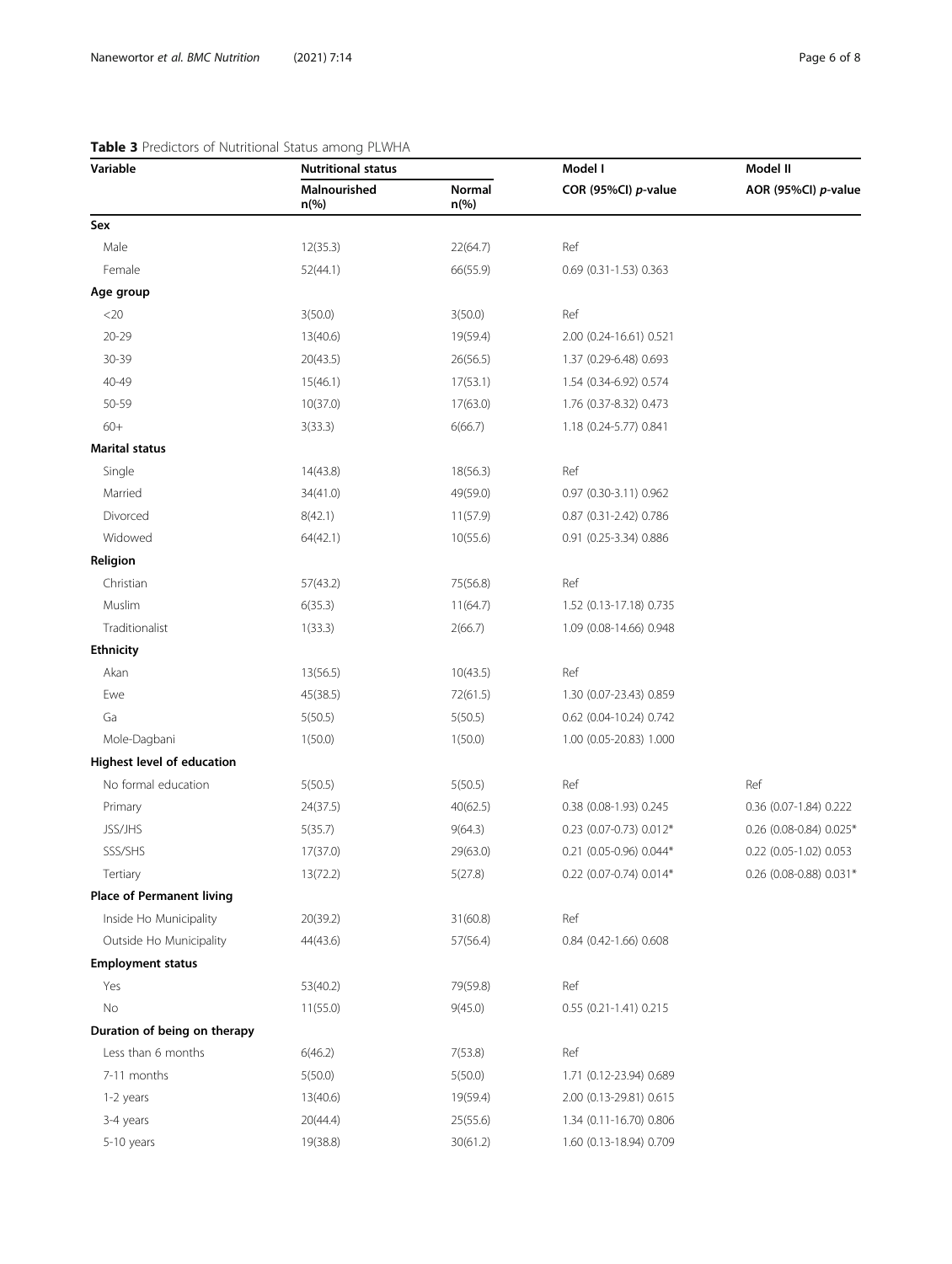**Table 3** Predictors of Nutritional Status among PLWHA

| Variable | Nutritional status | | Model I | Model II |
|---|---|---|---|---|
| | Malnourished n(%) | Normal n(%) | COR (95%CI) *p*-value | AOR (95%CI) *p*-value |
| **Sex** | | | | |
| Male | 12(35.3) | 22(64.7) | Ref | |
| Female | 52(44.1) | 66(55.9) | 0.69 (0.31-1.53) 0.363 | |
| **Age group** | | | | |
| <20 | 3(50.0) | 3(50.0) | Ref | |
| 20-29 | 13(40.6) | 19(59.4) | 2.00 (0.24-16.61) 0.521 | |
| 30-39 | 20(43.5) | 26(56.5) | 1.37 (0.29-6.48) 0.693 | |
| 40-49 | 15(46.1) | 17(53.1) | 1.54 (0.34-6.92) 0.574 | |
| 50-59 | 10(37.0) | 17(63.0) | 1.76 (0.37-8.32) 0.473 | |
| 60+ | 3(33.3) | 6(66.7) | 1.18 (0.24-5.77) 0.841 | |
| **Marital status** | | | | |
| Single | 14(43.8) | 18(56.3) | Ref | |
| Married | 34(41.0) | 49(59.0) | 0.97 (0.30-3.11) 0.962 | |
| Divorced | 8(42.1) | 11(57.9) | 0.87 (0.31-2.42) 0.786 | |
| Widowed | 64(42.1) | 10(55.6) | 0.91 (0.25-3.34) 0.886 | |
| **Religion** | | | | |
| Christian | 57(43.2) | 75(56.8) | Ref | |
| Muslim | 6(35.3) | 11(64.7) | 1.52 (0.13-17.18) 0.735 | |
| Traditionalist | 1(33.3) | 2(66.7) | 1.09 (0.08-14.66) 0.948 | |
| **Ethnicity** | | | | |
| Akan | 13(56.5) | 10(43.5) | Ref | |
| Ewe | 45(38.5) | 72(61.5) | 1.30 (0.07-23.43) 0.859 | |
| Ga | 5(50.5) | 5(50.5) | 0.62 (0.04-10.24) 0.742 | |
| Mole-Dagbani | 1(50.0) | 1(50.0) | 1.00 (0.05-20.83) 1.000 | |
| **Highest level of education** | | | | |
| No formal education | 5(50.5) | 5(50.5) | Ref | Ref |
| Primary | 24(37.5) | 40(62.5) | 0.38 (0.08-1.93) 0.245 | 0.36 (0.07-1.84) 0.222 |
| JSS/JHS | 5(35.7) | 9(64.3) | 0.23 (0.07-0.73) 0.012* | 0.26 (0.08-0.84) 0.025* |
| SSS/SHS | 17(37.0) | 29(63.0) | 0.21 (0.05-0.96) 0.044* | 0.22 (0.05-1.02) 0.053 |
| Tertiary | 13(72.2) | 5(27.8) | 0.22 (0.07-0.74) 0.014* | 0.26 (0.08-0.88) 0.031* |
| **Place of Permanent living** | | | | |
| Inside Ho Municipality | 20(39.2) | 31(60.8) | Ref | |
| Outside Ho Municipality | 44(43.6) | 57(56.4) | 0.84 (0.42-1.66) 0.608 | |
| **Employment status** | | | | |
| Yes | 53(40.2) | 79(59.8) | Ref | |
| No | 11(55.0) | 9(45.0) | 0.55 (0.21-1.41) 0.215 | |
| **Duration of being on therapy** | | | | |
| Less than 6 months | 6(46.2) | 7(53.8) | Ref | |
| 7-11 months | 5(50.0) | 5(50.0) | 1.71 (0.12-23.94) 0.689 | |
| 1-2 years | 13(40.6) | 19(59.4) | 2.00 (0.13-29.81) 0.615 | |
| 3-4 years | 20(44.4) | 25(55.6) | 1.34 (0.11-16.70) 0.806 | |
| 5-10 years | 19(38.8) | 30(61.2) | 1.60 (0.13-18.94) 0.709 | |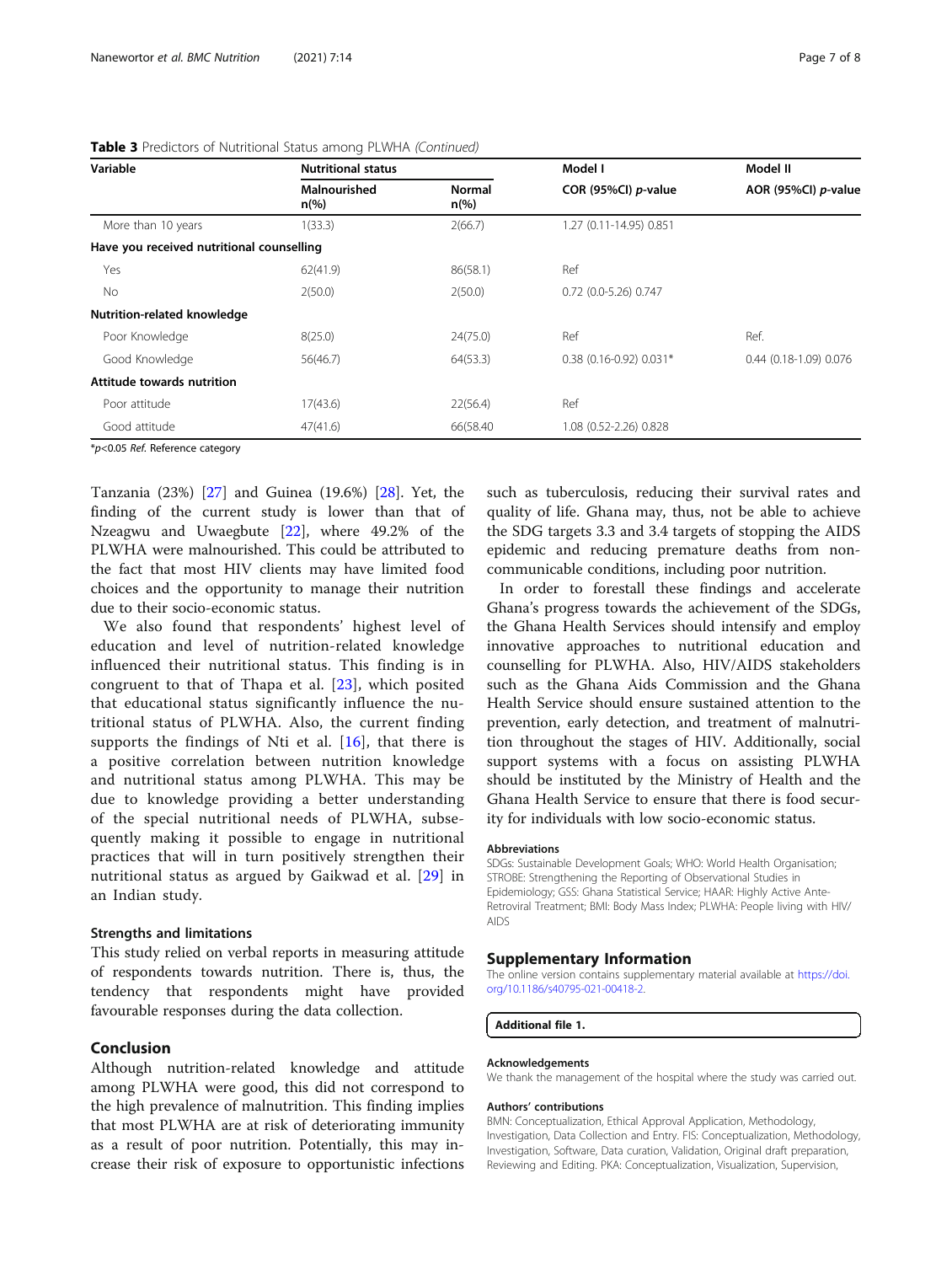**Table 3** Predictors of Nutritional Status among PLWHA *(Continued)*

| Variable | Nutritional status | | Model I | Model II |
|---|---|---|---|---|
| | Malnourished n(%) | Normal n(%) | COR (95%CI) *p*-value | AOR (95%CI) *p*-value |
| More than 10 years | 1(33.3) | 2(66.7) | 1.27 (0.11-14.95) 0.851 | |
| **Have you received nutritional counselling** | | | | |
| Yes | 62(41.9) | 86(58.1) | Ref | |
| No | 2(50.0) | 2(50.0) | 0.72 (0.0-5.26) 0.747 | |
| **Nutrition-related knowledge** | | | | |
| Poor Knowledge | 8(25.0) | 24(75.0) | Ref | Ref. |
| Good Knowledge | 56(46.7) | 64(53.3) | 0.38 (0.16-0.92) 0.031* | 0.44 (0.18-1.09) 0.076 |
| **Attitude towards nutrition** | | | | |
| Poor attitude | 17(43.6) | 22(56.4) | Ref | |
| Good attitude | 47(41.6) | 66(58.40 | 1.08 (0.52-2.26) 0.828 | |

*$p<0.05$ *Ref.* Reference category

Tanzania (23%) [27] and Guinea (19.6%) [28]. Yet, the finding of the current study is lower than that of Nzeagwu and Uwaegbute [22], where 49.2% of the PLWHA were malnourished. This could be attributed to the fact that most HIV clients may have limited food choices and the opportunity to manage their nutrition due to their socio-economic status.

We also found that respondents' highest level of education and level of nutrition-related knowledge influenced their nutritional status. This finding is in congruent to that of Thapa et al. [23], which posited that educational status significantly influence the nutritional status of PLWHA. Also, the current finding supports the findings of Nti et al. [16], that there is a positive correlation between nutrition knowledge and nutritional status among PLWHA. This may be due to knowledge providing a better understanding of the special nutritional needs of PLWHA, subsequently making it possible to engage in nutritional practices that will in turn positively strengthen their nutritional status as argued by Gaikwad et al. [29] in an Indian study.

### Strengths and limitations

This study relied on verbal reports in measuring attitude of respondents towards nutrition. There is, thus, the tendency that respondents might have provided favourable responses during the data collection.

## Conclusion

Although nutrition-related knowledge and attitude among PLWHA were good, this did not correspond to the high prevalence of malnutrition. This finding implies that most PLWHA are at risk of deteriorating immunity as a result of poor nutrition. Potentially, this may increase their risk of exposure to opportunistic infections such as tuberculosis, reducing their survival rates and quality of life. Ghana may, thus, not be able to achieve the SDG targets 3.3 and 3.4 targets of stopping the AIDS epidemic and reducing premature deaths from non-communicable conditions, including poor nutrition.

In order to forestall these findings and accelerate Ghana's progress towards the achievement of the SDGs, the Ghana Health Services should intensify and employ innovative approaches to nutritional education and counselling for PLWHA. Also, HIV/AIDS stakeholders such as the Ghana Aids Commission and the Ghana Health Service should ensure sustained attention to the prevention, early detection, and treatment of malnutrition throughout the stages of HIV. Additionally, social support systems with a focus on assisting PLWHA should be instituted by the Ministry of Health and the Ghana Health Service to ensure that there is food security for individuals with low socio-economic status.

#### Abbreviations

SDGs: Sustainable Development Goals; WHO: World Health Organisation; STROBE: Strengthening the Reporting of Observational Studies in Epidemiology; GSS: Ghana Statistical Service; HAAR: Highly Active Ante-Retroviral Treatment; BMI: Body Mass Index; PLWHA: People living with HIV/AIDS

## Supplementary Information

The online version contains supplementary material available at https://doi.org/10.1186/s40795-021-00418-2.

**Additional file 1.**

#### Acknowledgements

We thank the management of the hospital where the study was carried out.

#### Authors' contributions

BMN: Conceptualization, Ethical Approval Application, Methodology, Investigation, Data Collection and Entry. FIS: Conceptualization, Methodology, Investigation, Software, Data curation, Validation, Original draft preparation, Reviewing and Editing. PKA: Conceptualization, Visualization, Supervision,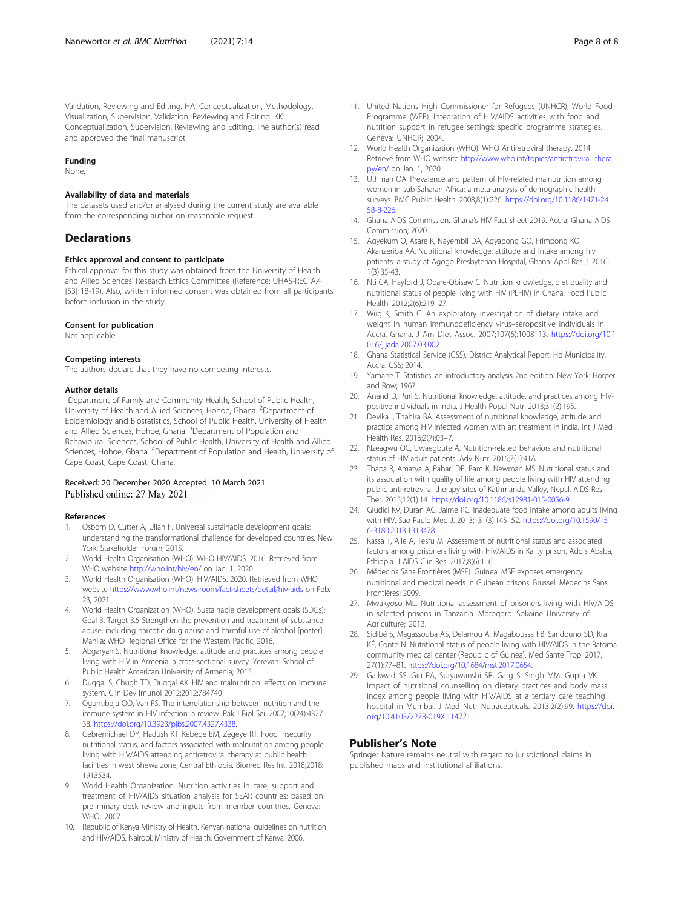Validation, Reviewing and Editing. HA: Conceptualization, Methodology, Visualization, Supervision, Validation, Reviewing and Editing. KK: Conceptualization, Supervision, Reviewing and Editing. The author(s) read and approved the final manuscript.

#### Funding

None.

#### Availability of data and materials

The datasets used and/or analysed during the current study are available from the corresponding author on reasonable request.

## Declarations

#### Ethics approval and consent to participate

Ethical approval for this study was obtained from the University of Health and Allied Sciences' Research Ethics Committee (Reference: UHAS-REC A.4 [53] 18-19). Also, written informed consent was obtained from all participants before inclusion in the study.

#### Consent for publication

Not applicable.

#### Competing interests

The authors declare that they have no competing interests.

#### Author details

[1]Department of Family and Community Health, School of Public Health, University of Health and Allied Sciences, Hohoe, Ghana. [2]Department of Epidemiology and Biostatistics, School of Public Health, University of Health and Allied Sciences, Hohoe, Ghana. [3]Department of Population and Behavioural Sciences, School of Public Health, University of Health and Allied Sciences, Hohoe, Ghana. [4]Department of Population and Health, University of Cape Coast, Cape Coast, Ghana.

Received: 20 December 2020 Accepted: 10 March 2021
Published online: 27 May 2021

#### References

1. Osborn D, Cutter A, Ullah F. Universal sustainable development goals: understanding the transformational challenge for developed countries. New York: Stakeholder Forum; 2015.
2. World Health Organisation (WHO). WHO HIV/AIDS. 2016. Retrieved from WHO website http://who.int/hiv/en/ on Jan. 1, 2020.
3. World Health Organisation (WHO). HIV/AIDS. 2020. Retrieved from WHO website https://www.who.int/news-room/fact-sheets/detail/hiv-aids on Feb. 23, 2021.
4. World Health Organization (WHO). Sustainable development goals (SDGs): Goal 3. Target 3.5 Strengthen the prevention and treatment of substance abuse, including narcotic drug abuse and harmful use of alcohol [poster]. Manila: WHO Regional Office for the Western Pacific; 2016.
5. Abgaryan S. Nutritional knowledge, attitude and practices among people living with HIV in Armenia: a cross-sectional survey. Yerevan: School of Public Health American University of Armenia; 2015.
6. Duggal S, Chugh TD, Duggal AK. HIV and malnutrition: effects on immune system. Clin Dev Imunol 2012;2012:784740
7. Oguntibeju OO, Van FS. The interrelationship between nutrition and the immune system in HIV infection: a review. Pak J Biol Sci. 2007;10(24):4327–38. https://doi.org/10.3923/pjbs.2007.4327.4338.
8. Gebremichael DY, Hadush KT, Kebede EM, Zegeye RT. Food insecurity, nutritional status, and factors associated with malnutrition among people living with HIV/AIDS attending antiretroviral therapy at public health facilities in west Shewa zone, Central Ethiopia. Biomed Res Int. 2018;2018:1913534.
9. World Health Organization. Nutrition activities in care, support and treatment of HIV/AIDS situation analysis for SEAR countries: based on preliminary desk review and inputs from member countries. Geneva: WHO; 2007.
10. Republic of Kenya Ministry of Health. Kenyan national guidelines on nutrition and HIV/AIDS. Nairobi: Ministry of Health, Government of Kenya; 2006.
11. United Nations High Commissioner for Refugees (UNHCR), World Food Programme (WFP). Integration of HIV/AIDS activities with food and nutrition support in refugee settings: specific programme strategies. Geneva: UNHCR; 2004.
12. World Health Organization (WHO). WHO Antiretroviral therapy. 2014. Retrieve from WHO website http://www.who.int/topics/antiretroviral_therapy/en/ on Jan. 1, 2020.
13. Uthman OA. Prevalence and pattern of HIV-related malnutrition among women in sub-Saharan Africa: a meta-analysis of demographic health surveys. BMC Public Health. 2008;8(1):226. https://doi.org/10.1186/1471-2458-8-226.
14. Ghana AIDS Commission. Ghana's HIV Fact sheet 2019. Accra: Ghana AIDS Commission; 2020.
15. Agyekum O, Asare K, Nayembil DA, Agyapong GO, Frimpong KO, Akanzeriba AA. Nutritional knowledge, attitude and intake among hiv patients: a study at Agogo Presbyterian Hospital, Ghana. Appl Res J. 2016; 1(3):35-43.
16. Nti CA, Hayford J, Opare-Obisaw C. Nutrition knowledge, diet quality and nutritional status of people living with HIV (PLHIV) in Ghana. Food Public Health. 2012;2(6):219–27.
17. Wiig K, Smith C. An exploratory investigation of dietary intake and weight in human immunodeficiency virus–seropositive individuals in Accra, Ghana. J Am Diet Assoc. 2007;107(6):1008–13. https://doi.org/10.1016/j.jada.2007.03.002.
18. Ghana Statistical Service (GSS). District Analytical Report: Ho Municipality. Accra: GSS; 2014.
19. Yamane T. Statistics, an introductory analysis 2nd edition. New York: Horper and Row; 1967.
20. Anand D, Puri S. Nutritional knowledge, attitude, and practices among HIV-positive individuals in India. J Health Popul Nutr. 2013;31(2):195.
21. Devika I, Thahira BA. Assessment of nutritional knowledge, attitude and practice among HIV infected women with art treatment in India. Int J Med Health Res. 2016;2(7):03–7.
22. Nzeagwu OC, Uwaegbute A. Nutrition-related behaviors and nutritional status of HIV adult patients. Adv Nutr. 2016;7(1):41A.
23. Thapa R, Amatya A, Pahari DP, Bam K, Newman MS. Nutritional status and its association with quality of life among people living with HIV attending public anti-retroviral therapy sites of Kathmandu Valley, Nepal. AIDS Res Ther. 2015;12(1):14. https://doi.org/10.1186/s12981-015-0056-9.
24. Giudici KV, Duran AC, Jaime PC. Inadequate food intake among adults living with HIV. Sao Paulo Med J. 2013;131(3):145–52. https://doi.org/10.1590/1516-3180.2013.1313478.
25. Kassa T, Alle A, Tesfu M. Assessment of nutritional status and associated factors among prisoners living with HIV/AIDS in Kality prison, Addis Ababa, Ethiopia. J AIDS Clin Res. 2017;8(6):1–6.
26. Médecins Sans Frontières (MSF). Guinea: MSF exposes emergency nutritional and medical needs in Guinean prisons. Brussel: Médecins Sans Frontières; 2009.
27. Mwakyoso ML. Nutritional assessment of prisoners living with HIV/AIDS in selected prisons in Tanzania. Morogoro: Sokoine University of Agriculture; 2013.
28. Sidibé S, Magassouba AS, Delamou A, Magaboussa FB, Sandouno SD, Kra KÉ, Conte N. Nutritional status of people living with HIV/AIDS in the Ratoma community medical center (Republic of Guinea). Med Sante Trop. 2017; 27(1):77–81. https://doi.org/10.1684/mst.2017.0654.
29. Gaikwad SS, Giri PA, Suryawanshi SR, Garg S, Singh MM, Gupta VK. Impact of nutritional counselling on dietary practices and body mass index among people living with HIV/AIDS at a tertiary care teaching hospital in Mumbai. J Med Nutr Nutraceuticals. 2013;2(2):99. https://doi.org/10.4103/2278-019X.114721.

## Publisher's Note

Springer Nature remains neutral with regard to jurisdictional claims in published maps and institutional affiliations.